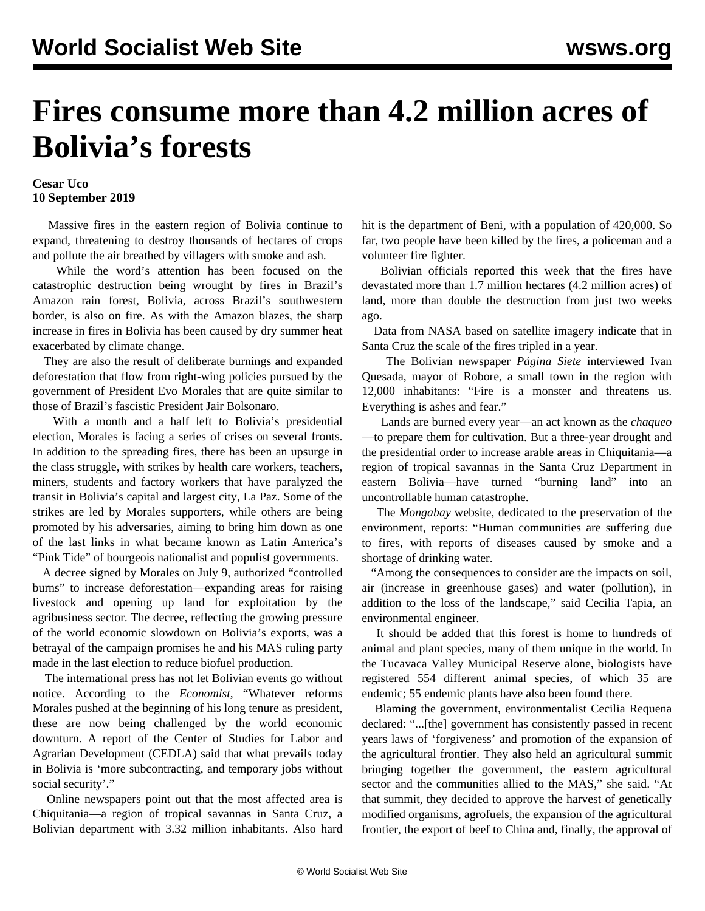# Fires consume more than 4.2 million acres of Bolivia's forests

**Cesar Uco**
**10 September 2019**

Massive fires in the eastern region of Bolivia continue to expand, threatening to destroy thousands of hectares of crops and pollute the air breathed by villagers with smoke and ash.

While the word's attention has been focused on the catastrophic destruction being wrought by fires in Brazil's Amazon rain forest, Bolivia, across Brazil's southwestern border, is also on fire. As with the Amazon blazes, the sharp increase in fires in Bolivia has been caused by dry summer heat exacerbated by climate change.

They are also the result of deliberate burnings and expanded deforestation that flow from right-wing policies pursued by the government of President Evo Morales that are quite similar to those of Brazil's fascistic President Jair Bolsonaro.

With a month and a half left to Bolivia's presidential election, Morales is facing a series of crises on several fronts. In addition to the spreading fires, there has been an upsurge in the class struggle, with strikes by health care workers, teachers, miners, students and factory workers that have paralyzed the transit in Bolivia's capital and largest city, La Paz. Some of the strikes are led by Morales supporters, while others are being promoted by his adversaries, aiming to bring him down as one of the last links in what became known as Latin America's "Pink Tide" of bourgeois nationalist and populist governments.

A decree signed by Morales on July 9, authorized "controlled burns" to increase deforestation—expanding areas for raising livestock and opening up land for exploitation by the agribusiness sector. The decree, reflecting the growing pressure of the world economic slowdown on Bolivia's exports, was a betrayal of the campaign promises he and his MAS ruling party made in the last election to reduce biofuel production.

The international press has not let Bolivian events go without notice. According to the *Economist*, "Whatever reforms Morales pushed at the beginning of his long tenure as president, these are now being challenged by the world economic downturn. A report of the Center of Studies for Labor and Agrarian Development (CEDLA) said that what prevails today in Bolivia is 'more subcontracting, and temporary jobs without social security'."

Online newspapers point out that the most affected area is Chiquitania—a region of tropical savannas in Santa Cruz, a Bolivian department with 3.32 million inhabitants. Also hard hit is the department of Beni, with a population of 420,000. So far, two people have been killed by the fires, a policeman and a volunteer fire fighter.

Bolivian officials reported this week that the fires have devastated more than 1.7 million hectares (4.2 million acres) of land, more than double the destruction from just two weeks ago.

Data from NASA based on satellite imagery indicate that in Santa Cruz the scale of the fires tripled in a year.

The Bolivian newspaper *Página Siete* interviewed Ivan Quesada, mayor of Robore, a small town in the region with 12,000 inhabitants: "Fire is a monster and threatens us. Everything is ashes and fear."

Lands are burned every year—an act known as the *chaqueo*—to prepare them for cultivation. But a three-year drought and the presidential order to increase arable areas in Chiquitania—a region of tropical savannas in the Santa Cruz Department in eastern Bolivia—have turned "burning land" into an uncontrollable human catastrophe.

The *Mongabay* website, dedicated to the preservation of the environment, reports: "Human communities are suffering due to fires, with reports of diseases caused by smoke and a shortage of drinking water.

"Among the consequences to consider are the impacts on soil, air (increase in greenhouse gases) and water (pollution), in addition to the loss of the landscape," said Cecilia Tapia, an environmental engineer.

It should be added that this forest is home to hundreds of animal and plant species, many of them unique in the world. In the Tucavaca Valley Municipal Reserve alone, biologists have registered 554 different animal species, of which 35 are endemic; 55 endemic plants have also been found there.

Blaming the government, environmentalist Cecilia Requena declared: "...[the] government has consistently passed in recent years laws of 'forgiveness' and promotion of the expansion of the agricultural frontier. They also held an agricultural summit bringing together the government, the eastern agricultural sector and the communities allied to the MAS," she said. "At that summit, they decided to approve the harvest of genetically modified organisms, agrofuels, the expansion of the agricultural frontier, the export of beef to China and, finally, the approval of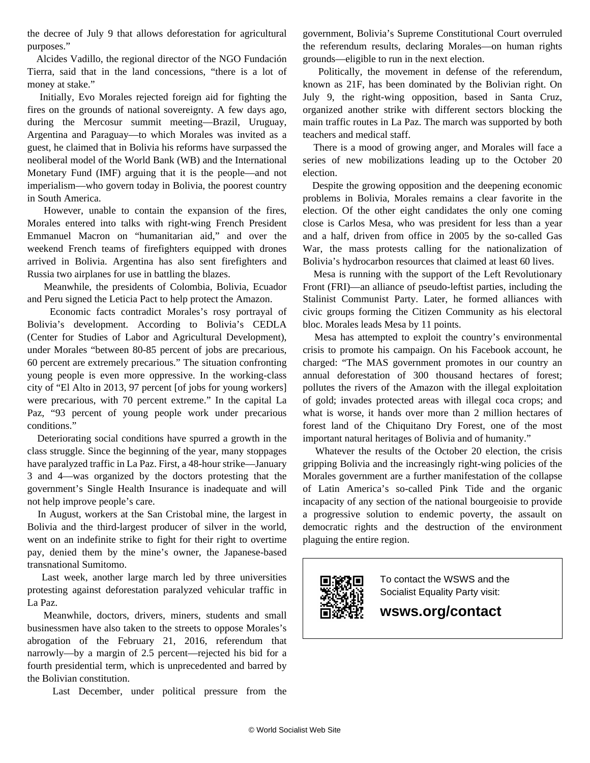the decree of July 9 that allows deforestation for agricultural purposes."

Alcides Vadillo, the regional director of the NGO Fundación Tierra, said that in the land concessions, "there is a lot of money at stake."

Initially, Evo Morales rejected foreign aid for fighting the fires on the grounds of national sovereignty. A few days ago, during the Mercosur summit meeting—Brazil, Uruguay, Argentina and Paraguay—to which Morales was invited as a guest, he claimed that in Bolivia his reforms have surpassed the neoliberal model of the World Bank (WB) and the International Monetary Fund (IMF) arguing that it is the people—and not imperialism—who govern today in Bolivia, the poorest country in South America.

However, unable to contain the expansion of the fires, Morales entered into talks with right-wing French President Emmanuel Macron on "humanitarian aid," and over the weekend French teams of firefighters equipped with drones arrived in Bolivia. Argentina has also sent firefighters and Russia two airplanes for use in battling the blazes.

Meanwhile, the presidents of Colombia, Bolivia, Ecuador and Peru signed the Leticia Pact to help protect the Amazon.

Economic facts contradict Morales's rosy portrayal of Bolivia's development. According to Bolivia's CEDLA (Center for Studies of Labor and Agricultural Development), under Morales "between 80-85 percent of jobs are precarious, 60 percent are extremely precarious." The situation confronting young people is even more oppressive. In the working-class city of "El Alto in 2013, 97 percent [of jobs for young workers] were precarious, with 70 percent extreme." In the capital La Paz, "93 percent of young people work under precarious conditions."

Deteriorating social conditions have spurred a growth in the class struggle. Since the beginning of the year, many stoppages have paralyzed traffic in La Paz. First, a 48-hour strike—January 3 and 4—was organized by the doctors protesting that the government's Single Health Insurance is inadequate and will not help improve people's care.

In August, workers at the San Cristobal mine, the largest in Bolivia and the third-largest producer of silver in the world, went on an indefinite strike to fight for their right to overtime pay, denied them by the mine's owner, the Japanese-based transnational Sumitomo.

Last week, another large march led by three universities protesting against deforestation paralyzed vehicular traffic in La Paz.

Meanwhile, doctors, drivers, miners, students and small businessmen have also taken to the streets to oppose Morales's abrogation of the February 21, 2016, referendum that narrowly—by a margin of 2.5 percent—rejected his bid for a fourth presidential term, which is unprecedented and barred by the Bolivian constitution.

Last December, under political pressure from the government, Bolivia's Supreme Constitutional Court overruled the referendum results, declaring Morales—on human rights grounds—eligible to run in the next election.

Politically, the movement in defense of the referendum, known as 21F, has been dominated by the Bolivian right. On July 9, the right-wing opposition, based in Santa Cruz, organized another strike with different sectors blocking the main traffic routes in La Paz. The march was supported by both teachers and medical staff.

There is a mood of growing anger, and Morales will face a series of new mobilizations leading up to the October 20 election.

Despite the growing opposition and the deepening economic problems in Bolivia, Morales remains a clear favorite in the election. Of the other eight candidates the only one coming close is Carlos Mesa, who was president for less than a year and a half, driven from office in 2005 by the so-called Gas War, the mass protests calling for the nationalization of Bolivia's hydrocarbon resources that claimed at least 60 lives.

Mesa is running with the support of the Left Revolutionary Front (FRI)—an alliance of pseudo-leftist parties, including the Stalinist Communist Party. Later, he formed alliances with civic groups forming the Citizen Community as his electoral bloc. Morales leads Mesa by 11 points.

Mesa has attempted to exploit the country's environmental crisis to promote his campaign. On his Facebook account, he charged: "The MAS government promotes in our country an annual deforestation of 300 thousand hectares of forest; pollutes the rivers of the Amazon with the illegal exploitation of gold; invades protected areas with illegal coca crops; and what is worse, it hands over more than 2 million hectares of forest land of the Chiquitano Dry Forest, one of the most important natural heritages of Bolivia and of humanity."

Whatever the results of the October 20 election, the crisis gripping Bolivia and the increasingly right-wing policies of the Morales government are a further manifestation of the collapse of Latin America's so-called Pink Tide and the organic incapacity of any section of the national bourgeoisie to provide a progressive solution to endemic poverty, the assault on democratic rights and the destruction of the environment plaguing the entire region.

To contact the WSWS and the Socialist Equality Party visit:

**wsws.org/contact**